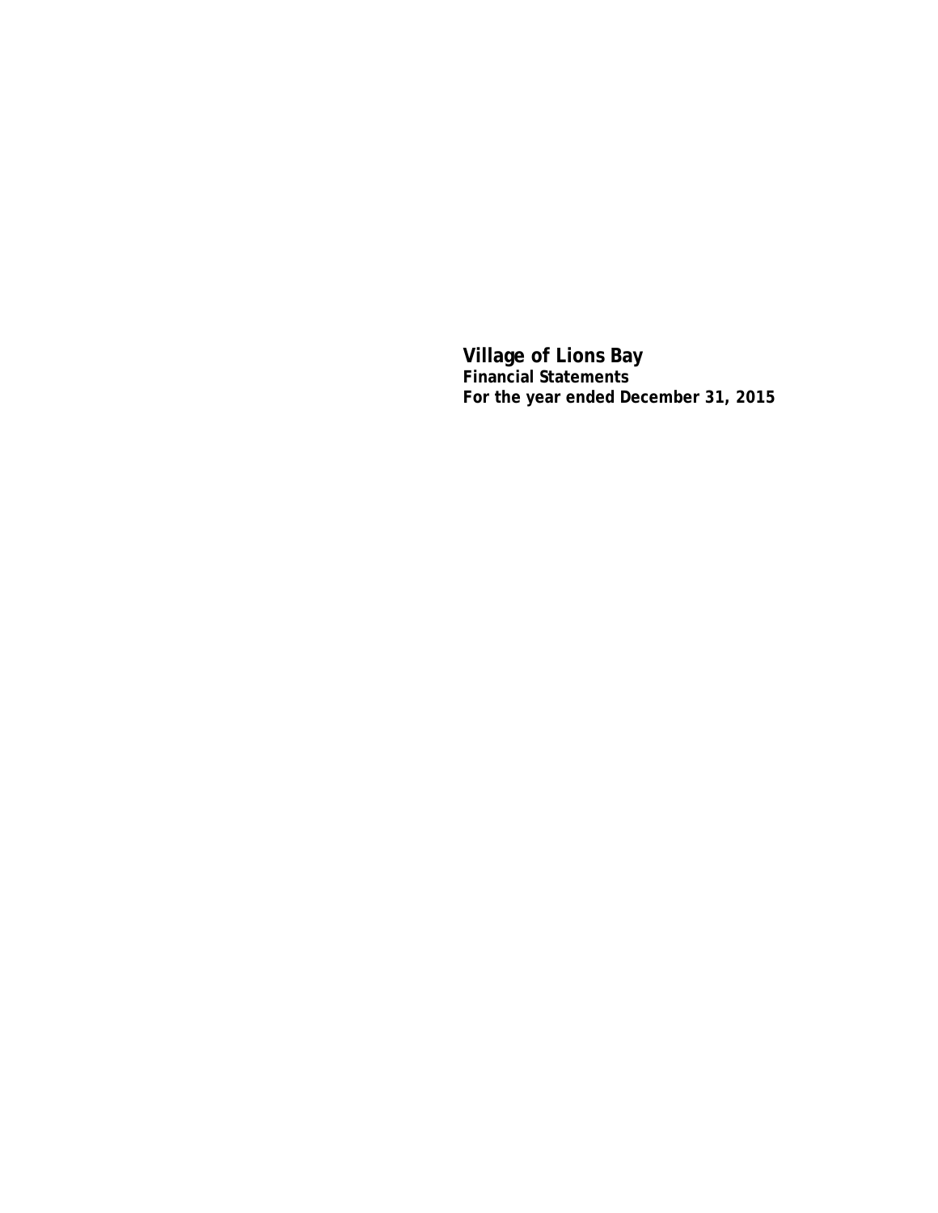# Village of Lions Bay

**Financial Statements**

**For the year ended December 31, 2015**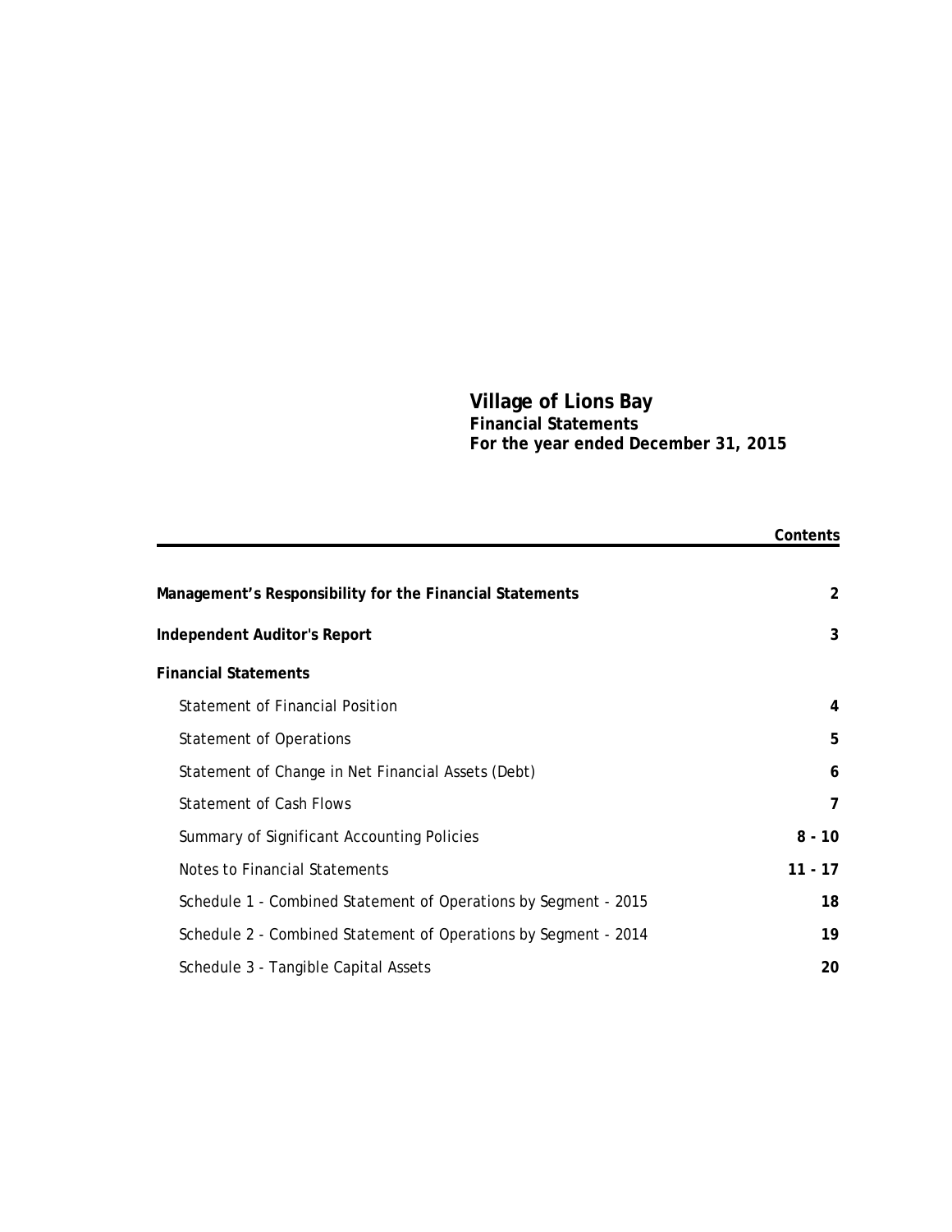# Village of Lions Bay
## Financial Statements
## For the year ended December 31, 2015

| | Contents |
|---|---|
| **Management's Responsibility for the Financial Statements** | 2 |
| **Independent Auditor's Report** | 3 |
| **Financial Statements** | |
| Statement of Financial Position | 4 |
| Statement of Operations | 5 |
| Statement of Change in Net Financial Assets (Debt) | 6 |
| Statement of Cash Flows | 7 |
| Summary of Significant Accounting Policies | 8 - 10 |
| Notes to Financial Statements | 11 - 17 |
| Schedule 1 - Combined Statement of Operations by Segment - 2015 | 18 |
| Schedule 2 - Combined Statement of Operations by Segment - 2014 | 19 |
| Schedule 3 - Tangible Capital Assets | 20 |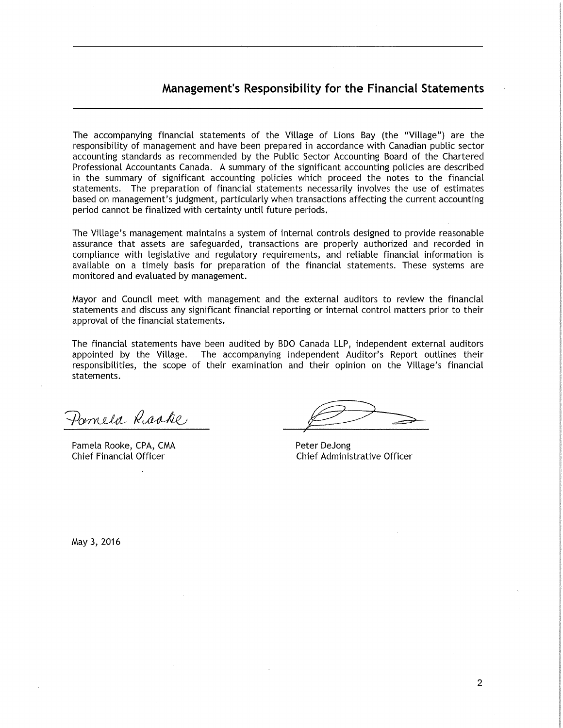## Management's Responsibility for the Financial Statements

The accompanying financial statements of the Village of Lions Bay (the "Village") are the responsibility of management and have been prepared in accordance with Canadian public sector accounting standards as recommended by the Public Sector Accounting Board of the Chartered Professional Accountants Canada. A summary of the significant accounting policies are described in the summary of significant accounting policies which proceed the notes to the financial statements. The preparation of financial statements necessarily involves the use of estimates based on management's judgment, particularly when transactions affecting the current accounting period cannot be finalized with certainty until future periods.

The Village's management maintains a system of internal controls designed to provide reasonable assurance that assets are safeguarded, transactions are properly authorized and recorded in compliance with legislative and regulatory requirements, and reliable financial information is available on a timely basis for preparation of the financial statements. These systems are monitored and evaluated by management.

Mayor and Council meet with management and the external auditors to review the financial statements and discuss any significant financial reporting or internal control matters prior to their approval of the financial statements.

The financial statements have been audited by BDO Canada LLP, independent external auditors appointed by the Village. The accompanying Independent Auditor's Report outlines their responsibilities, the scope of their examination and their opinion on the Village's financial statements.

Pamela Rooke, CPA, CMA
Chief Financial Officer

Peter DeJong
Chief Administrative Officer

May 3, 2016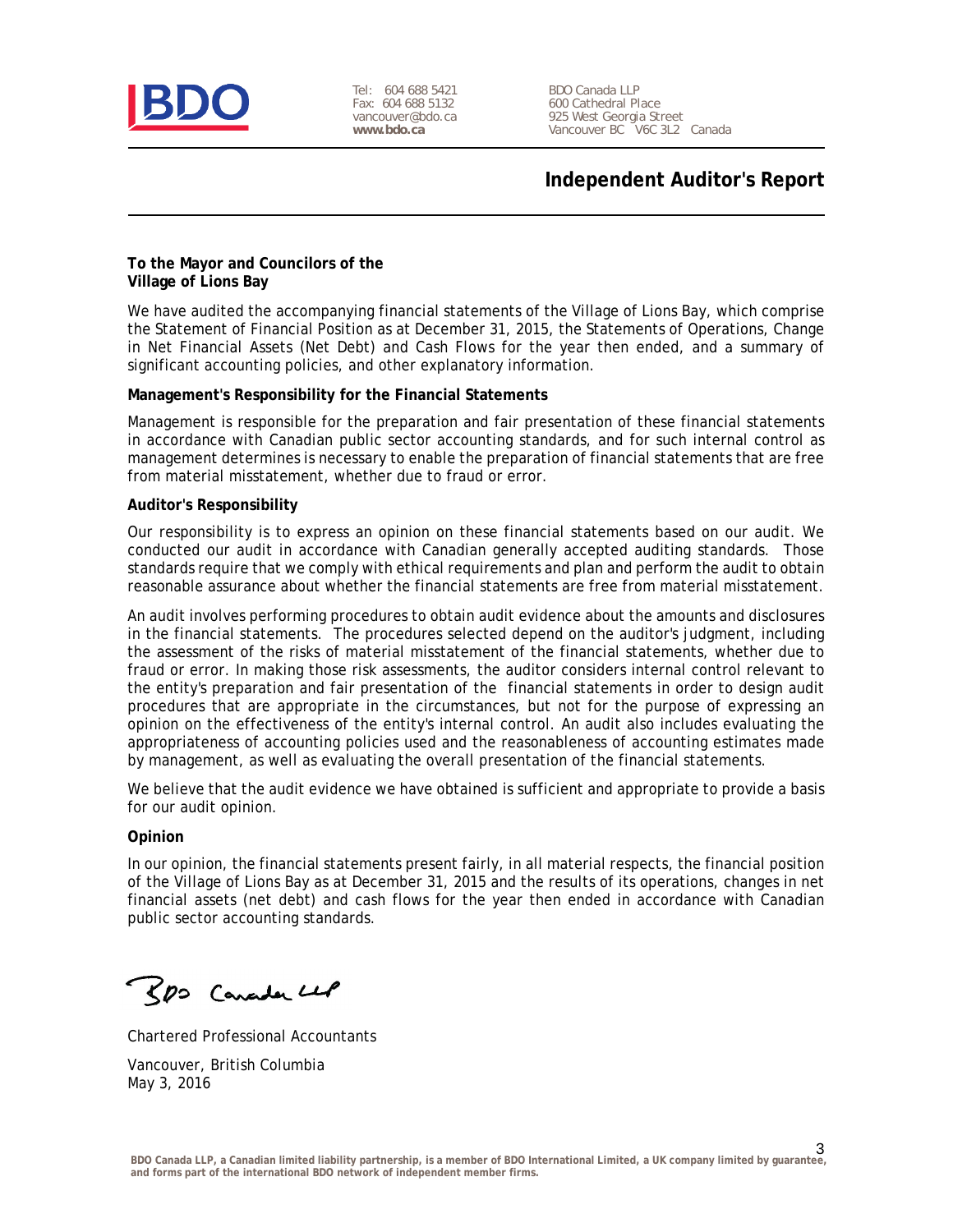Tel: 604 688 5421
Fax: 604 688 5132
vancouver@bdo.ca
**www.bdo.ca**

BDO Canada LLP
600 Cathedral Place
925 West Georgia Street
Vancouver BC V6C 3L2 Canada

# Independent Auditor's Report

**To the Mayor and Councilors of the**
**Village of Lions Bay**

We have audited the accompanying financial statements of the Village of Lions Bay, which comprise the Statement of Financial Position as at December 31, 2015, the Statements of Operations, Change in Net Financial Assets (Net Debt) and Cash Flows for the year then ended, and a summary of significant accounting policies, and other explanatory information.

**Management's Responsibility for the Financial Statements**

Management is responsible for the preparation and fair presentation of these financial statements in accordance with Canadian public sector accounting standards, and for such internal control as management determines is necessary to enable the preparation of financial statements that are free from material misstatement, whether due to fraud or error.

**Auditor's Responsibility**

Our responsibility is to express an opinion on these financial statements based on our audit. We conducted our audit in accordance with Canadian generally accepted auditing standards. Those standards require that we comply with ethical requirements and plan and perform the audit to obtain reasonable assurance about whether the financial statements are free from material misstatement.

An audit involves performing procedures to obtain audit evidence about the amounts and disclosures in the financial statements. The procedures selected depend on the auditor's judgment, including the assessment of the risks of material misstatement of the financial statements, whether due to fraud or error. In making those risk assessments, the auditor considers internal control relevant to the entity's preparation and fair presentation of the financial statements in order to design audit procedures that are appropriate in the circumstances, but not for the purpose of expressing an opinion on the effectiveness of the entity's internal control. An audit also includes evaluating the appropriateness of accounting policies used and the reasonableness of accounting estimates made by management, as well as evaluating the overall presentation of the financial statements.

We believe that the audit evidence we have obtained is sufficient and appropriate to provide a basis for our audit opinion.

**Opinion**

In our opinion, the financial statements present fairly, in all material respects, the financial position of the Village of Lions Bay as at December 31, 2015 and the results of its operations, changes in net financial assets (net debt) and cash flows for the year then ended in accordance with Canadian public sector accounting standards.

BDO Canada LLP

Chartered Professional Accountants

Vancouver, British Columbia
May 3, 2016

BDO Canada LLP, a Canadian limited liability partnership, is a member of BDO International Limited, a UK company limited by guarantee, and forms part of the international BDO network of independent member firms.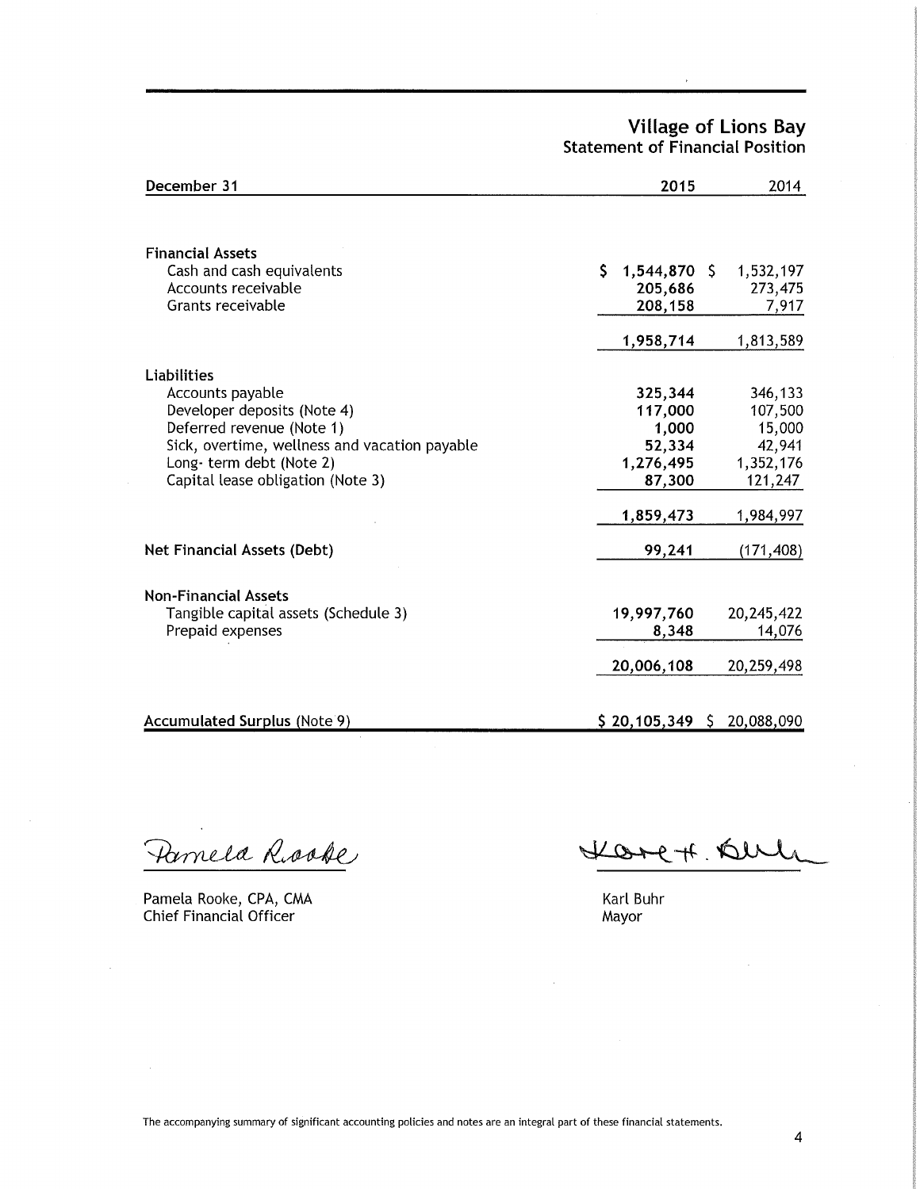# Village of Lions Bay
## Statement of Financial Position

| December 31 | 2015 | 2014 |
|---|---|---|
| **Financial Assets** | | |
| Cash and cash equivalents | $ 1,544,870 | $ 1,532,197 |
| Accounts receivable | 205,686 | 273,475 |
| Grants receivable | 208,158 | 7,917 |
| | 1,958,714 | 1,813,589 |
| **Liabilities** | | |
| Accounts payable | 325,344 | 346,133 |
| Developer deposits (Note 4) | 117,000 | 107,500 |
| Deferred revenue (Note 1) | 1,000 | 15,000 |
| Sick, overtime, wellness and vacation payable | 52,334 | 42,941 |
| Long- term debt (Note 2) | 1,276,495 | 1,352,176 |
| Capital lease obligation (Note 3) | 87,300 | 121,247 |
| | 1,859,473 | 1,984,997 |
| **Net Financial Assets (Debt)** | 99,241 | (171,408) |
| **Non-Financial Assets** | | |
| Tangible capital assets (Schedule 3) | 19,997,760 | 20,245,422 |
| Prepaid expenses | 8,348 | 14,076 |
| | 20,006,108 | 20,259,498 |
| **Accumulated Surplus** (Note 9) | $ 20,105,349 | $ 20,088,090 |

Pamela Rooke, CPA, CMA
Chief Financial Officer

Karl Buhr
Mayor

The accompanying summary of significant accounting policies and notes are an integral part of these financial statements.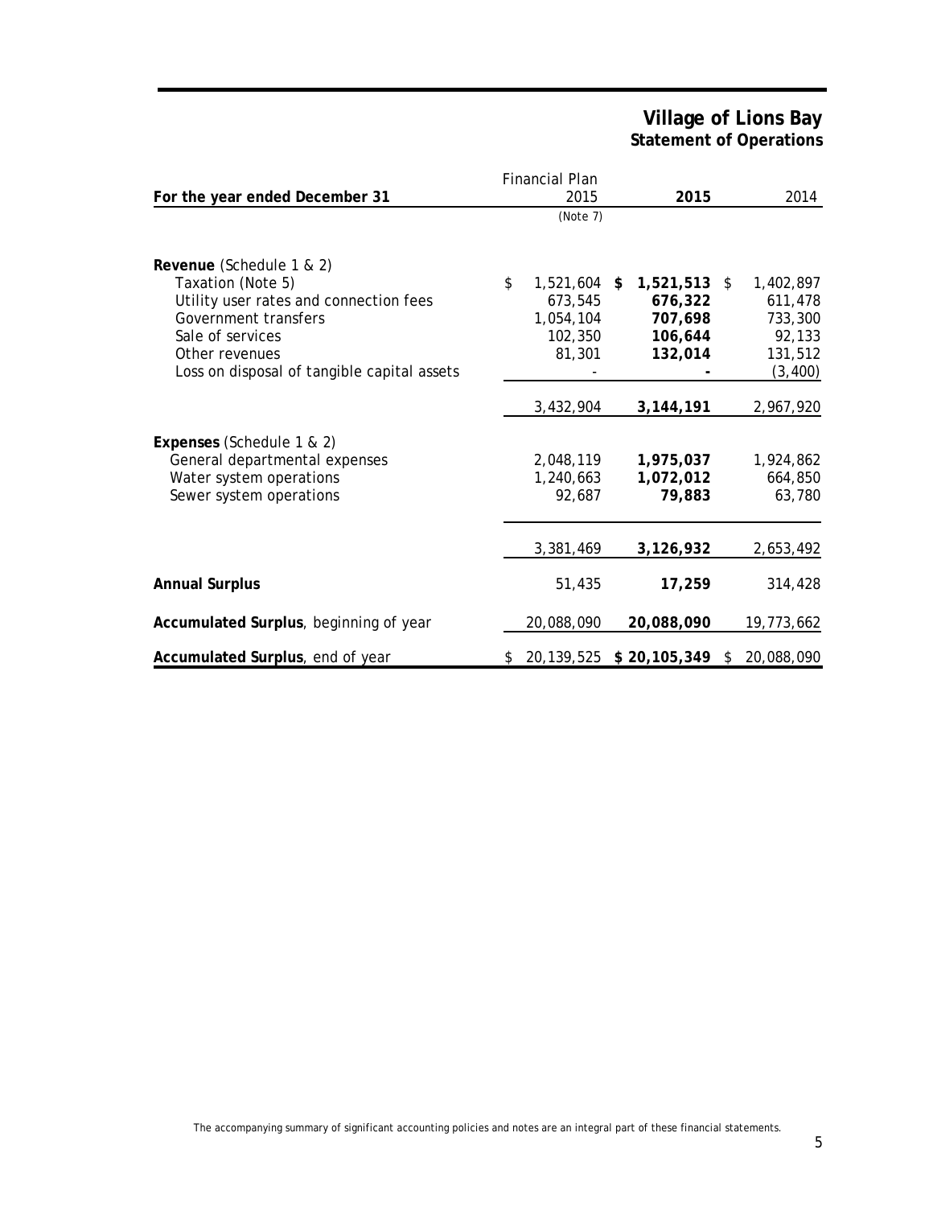# Village of Lions Bay
## Statement of Operations

| For the year ended December 31 | Financial Plan 2015 (Note 7) | **2015** | 2014 |
|---|---|---|---|
| **Revenue** (Schedule 1 & 2) | | | |
| Taxation (Note 5) | $ 1,521,604 | **$ 1,521,513** | $ 1,402,897 |
| Utility user rates and connection fees | 673,545 | **676,322** | 611,478 |
| Government transfers | 1,054,104 | **707,698** | 733,300 |
| Sale of services | 102,350 | **106,644** | 92,133 |
| Other revenues | 81,301 | **132,014** | 131,512 |
| Loss on disposal of tangible capital assets | - | **-** | (3,400) |
| | 3,432,904 | **3,144,191** | 2,967,920 |
| **Expenses** (Schedule 1 & 2) | | | |
| General departmental expenses | 2,048,119 | **1,975,037** | 1,924,862 |
| Water system operations | 1,240,663 | **1,072,012** | 664,850 |
| Sewer system operations | 92,687 | **79,883** | 63,780 |
| | 3,381,469 | **3,126,932** | 2,653,492 |
| **Annual Surplus** | 51,435 | **17,259** | 314,428 |
| **Accumulated Surplus**, beginning of year | 20,088,090 | **20,088,090** | 19,773,662 |
| **Accumulated Surplus**, end of year | $ 20,139,525 | **$ 20,105,349** | $ 20,088,090 |

The accompanying summary of significant accounting policies and notes are an integral part of these financial statements.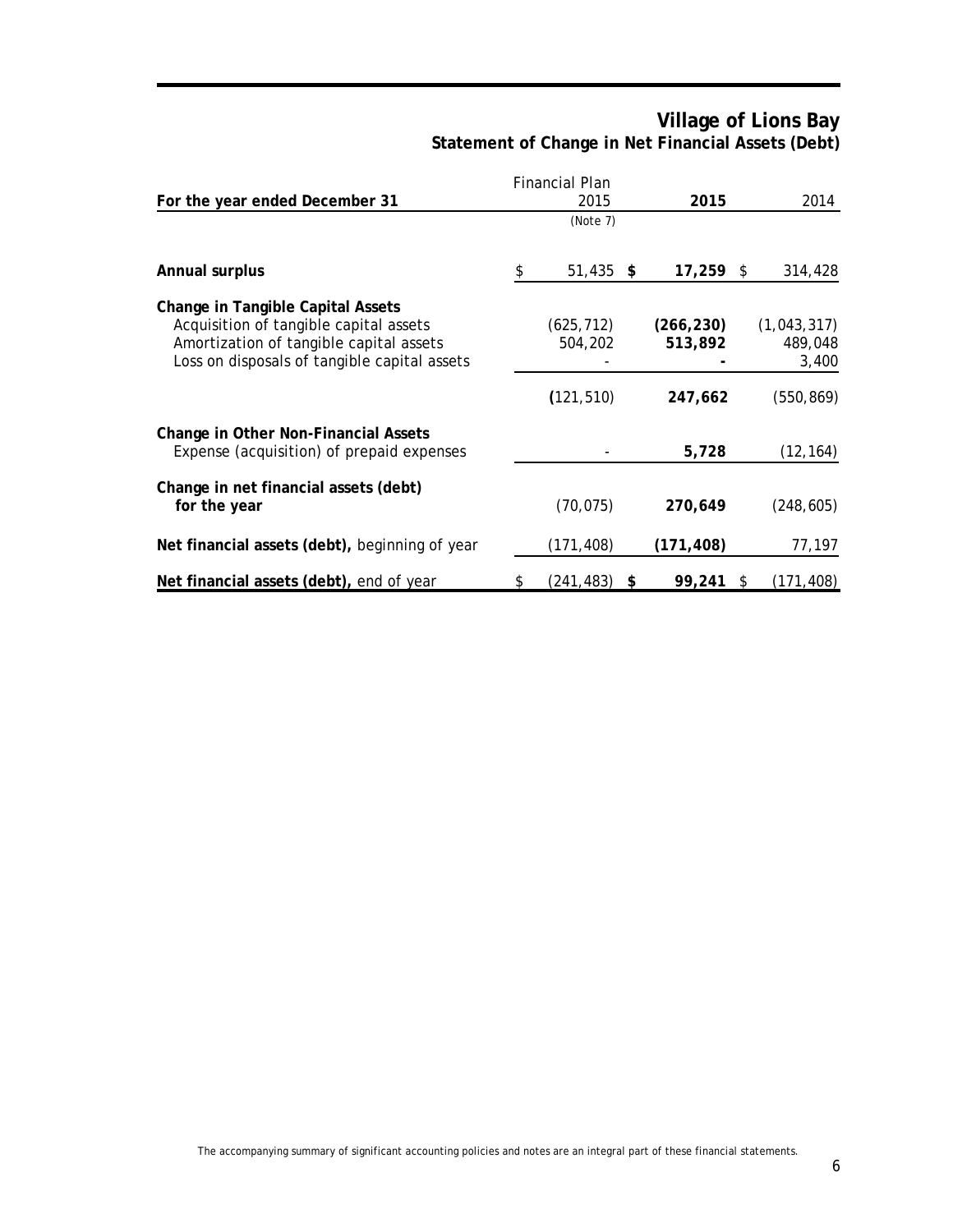# Village of Lions Bay

## Statement of Change in Net Financial Assets (Debt)

| For the year ended December 31 | Financial Plan 2015 (Note 7) | 2015 | 2014 |
|---|---|---|---|
| **Annual surplus** | $ 51,435 | **$ 17,259** | $ 314,428 |
| **Change in Tangible Capital Assets** | | | |
| Acquisition of tangible capital assets | (625,712) | **(266,230)** | (1,043,317) |
| Amortization of tangible capital assets | 504,202 | **513,892** | 489,048 |
| Loss on disposals of tangible capital assets | - | **-** | 3,400 |
| | (121,510) | **247,662** | (550,869) |
| **Change in Other Non-Financial Assets** | | | |
| Expense (acquisition) of prepaid expenses | - | **5,728** | (12,164) |
| **Change in net financial assets (debt) for the year** | (70,075) | **270,649** | (248,605) |
| **Net financial assets (debt),** beginning of year | (171,408) | **(171,408)** | 77,197 |
| **Net financial assets (debt),** end of year | $ (241,483) | **$ 99,241** | $ (171,408) |

The accompanying summary of significant accounting policies and notes are an integral part of these financial statements.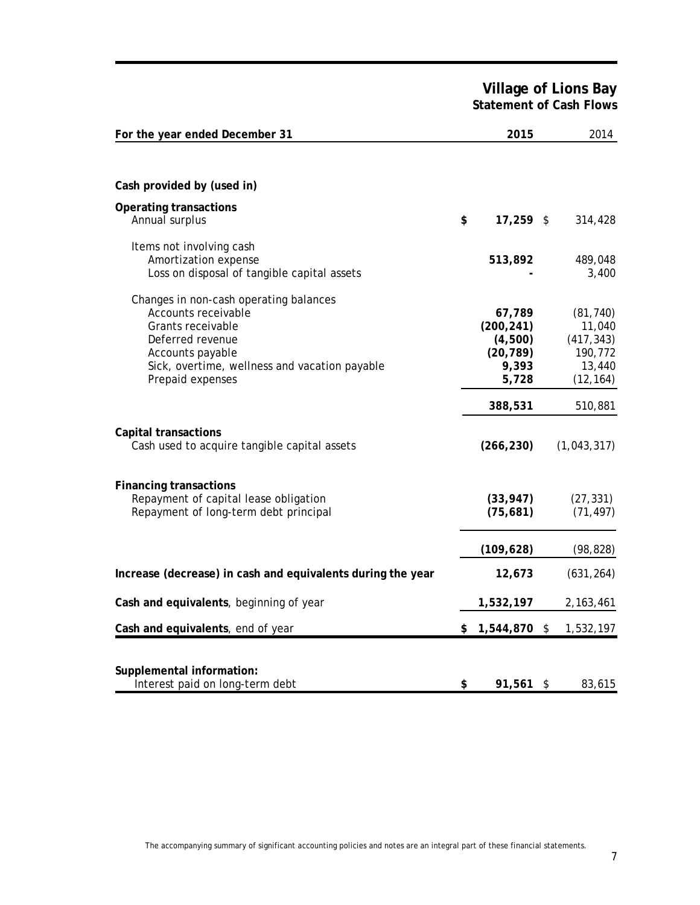# Village of Lions Bay
## Statement of Cash Flows

| For the year ended December 31 | 2015 | 2014 |
|---|---|---|
| **Cash provided by (used in)** | | |
| **Operating transactions** | | |
| Annual surplus | $ 17,259 | $ 314,428 |
| Items not involving cash | | |
| Amortization expense | 513,892 | 489,048 |
| Loss on disposal of tangible capital assets | - | 3,400 |
| Changes in non-cash operating balances | | |
| Accounts receivable | 67,789 | (81,740) |
| Grants receivable | (200,241) | 11,040 |
| Deferred revenue | (4,500) | (417,343) |
| Accounts payable | (20,789) | 190,772 |
| Sick, overtime, wellness and vacation payable | 9,393 | 13,440 |
| Prepaid expenses | 5,728 | (12,164) |
| | 388,531 | 510,881 |
| **Capital transactions** | | |
| Cash used to acquire tangible capital assets | (266,230) | (1,043,317) |
| **Financing transactions** | | |
| Repayment of capital lease obligation | (33,947) | (27,331) |
| Repayment of long-term debt principal | (75,681) | (71,497) |
| | (109,628) | (98,828) |
| **Increase (decrease) in cash and equivalents during the year** | 12,673 | (631,264) |
| **Cash and equivalents**, beginning of year | 1,532,197 | 2,163,461 |
| **Cash and equivalents**, end of year | $ 1,544,870 | $ 1,532,197 |
| **Supplemental information:** | | |
| Interest paid on long-term debt | $ 91,561 | $ 83,615 |

The accompanying summary of significant accounting policies and notes are an integral part of these financial statements.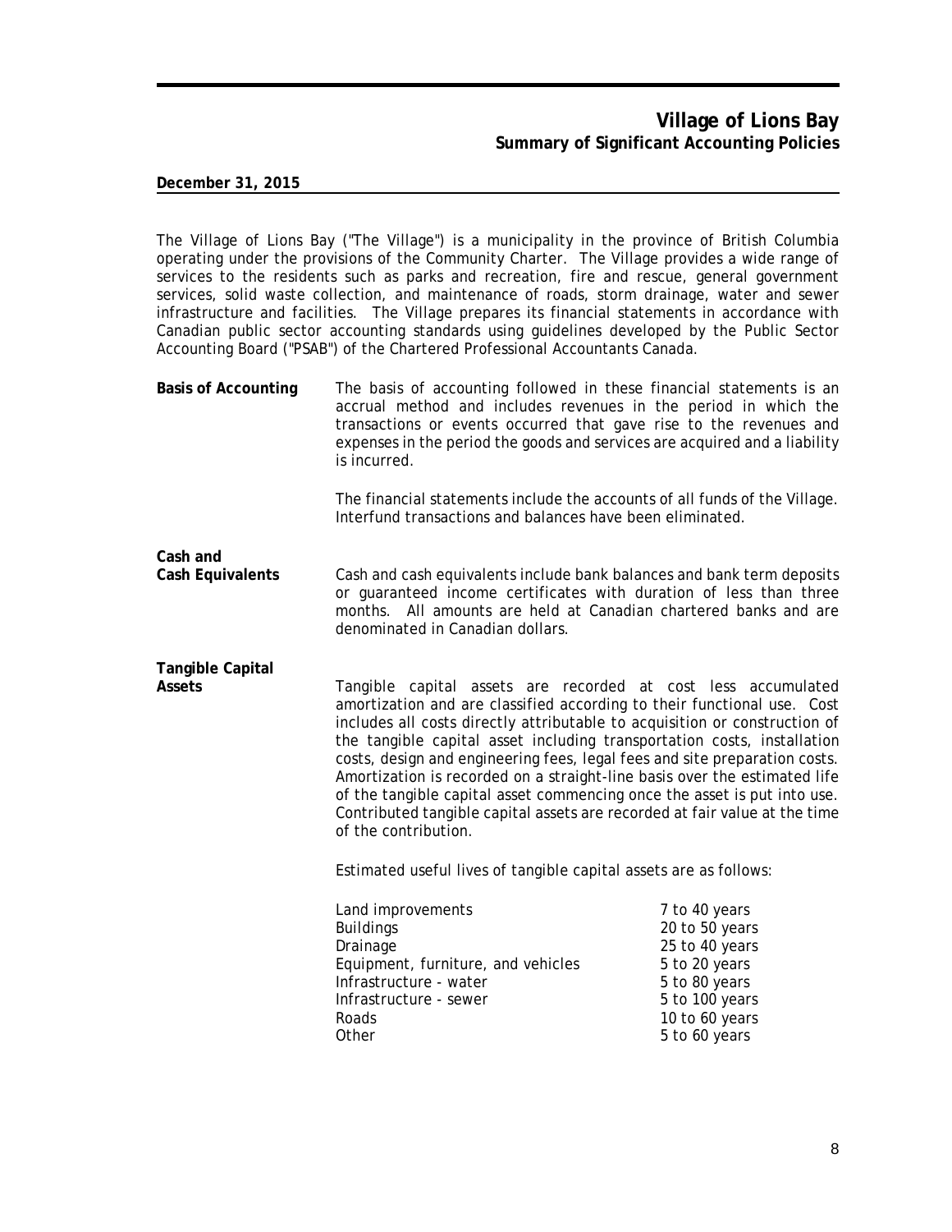# Village of Lions Bay
## Summary of Significant Accounting Policies

**December 31, 2015**

The Village of Lions Bay ("The Village") is a municipality in the province of British Columbia operating under the provisions of the Community Charter. The Village provides a wide range of services to the residents such as parks and recreation, fire and rescue, general government services, solid waste collection, and maintenance of roads, storm drainage, water and sewer infrastructure and facilities. The Village prepares its financial statements in accordance with Canadian public sector accounting standards using guidelines developed by the Public Sector Accounting Board ("PSAB") of the Chartered Professional Accountants Canada.

**Basis of Accounting**

The basis of accounting followed in these financial statements is an accrual method and includes revenues in the period in which the transactions or events occurred that gave rise to the revenues and expenses in the period the goods and services are acquired and a liability is incurred.

The financial statements include the accounts of all funds of the Village. Interfund transactions and balances have been eliminated.

**Cash and Cash Equivalents**

Cash and cash equivalents include bank balances and bank term deposits or guaranteed income certificates with duration of less than three months. All amounts are held at Canadian chartered banks and are denominated in Canadian dollars.

**Tangible Capital Assets**

Tangible capital assets are recorded at cost less accumulated amortization and are classified according to their functional use. Cost includes all costs directly attributable to acquisition or construction of the tangible capital asset including transportation costs, installation costs, design and engineering fees, legal fees and site preparation costs. Amortization is recorded on a straight-line basis over the estimated life of the tangible capital asset commencing once the asset is put into use. Contributed tangible capital assets are recorded at fair value at the time of the contribution.

Estimated useful lives of tangible capital assets are as follows:

| | |
|---|---|
| Land improvements | 7 to 40 years |
| Buildings | 20 to 50 years |
| Drainage | 25 to 40 years |
| Equipment, furniture, and vehicles | 5 to 20 years |
| Infrastructure - water | 5 to 80 years |
| Infrastructure - sewer | 5 to 100 years |
| Roads | 10 to 60 years |
| Other | 5 to 60 years |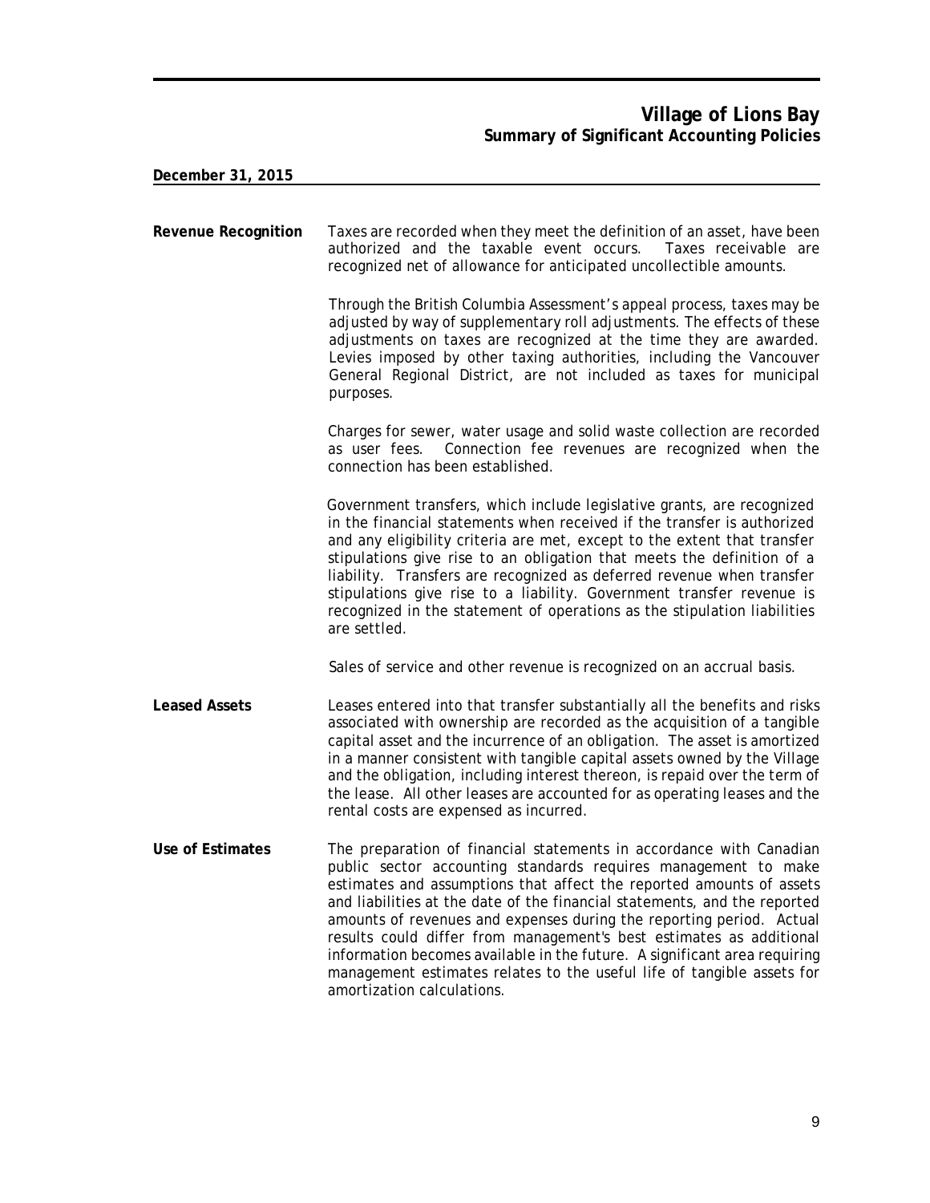# Village of Lions Bay
## Summary of Significant Accounting Policies

**December 31, 2015**

**Revenue Recognition**

Taxes are recorded when they meet the definition of an asset, have been authorized and the taxable event occurs. Taxes receivable are recognized net of allowance for anticipated uncollectible amounts.

Through the British Columbia Assessment's appeal process, taxes may be adjusted by way of supplementary roll adjustments. The effects of these adjustments on taxes are recognized at the time they are awarded. Levies imposed by other taxing authorities, including the Vancouver General Regional District, are not included as taxes for municipal purposes.

Charges for sewer, water usage and solid waste collection are recorded as user fees. Connection fee revenues are recognized when the connection has been established.

Government transfers, which include legislative grants, are recognized in the financial statements when received if the transfer is authorized and any eligibility criteria are met, except to the extent that transfer stipulations give rise to an obligation that meets the definition of a liability. Transfers are recognized as deferred revenue when transfer stipulations give rise to a liability. Government transfer revenue is recognized in the statement of operations as the stipulation liabilities are settled.

Sales of service and other revenue is recognized on an accrual basis.

**Leased Assets**

Leases entered into that transfer substantially all the benefits and risks associated with ownership are recorded as the acquisition of a tangible capital asset and the incurrence of an obligation. The asset is amortized in a manner consistent with tangible capital assets owned by the Village and the obligation, including interest thereon, is repaid over the term of the lease. All other leases are accounted for as operating leases and the rental costs are expensed as incurred.

**Use of Estimates**

The preparation of financial statements in accordance with Canadian public sector accounting standards requires management to make estimates and assumptions that affect the reported amounts of assets and liabilities at the date of the financial statements, and the reported amounts of revenues and expenses during the reporting period. Actual results could differ from management's best estimates as additional information becomes available in the future. A significant area requiring management estimates relates to the useful life of tangible assets for amortization calculations.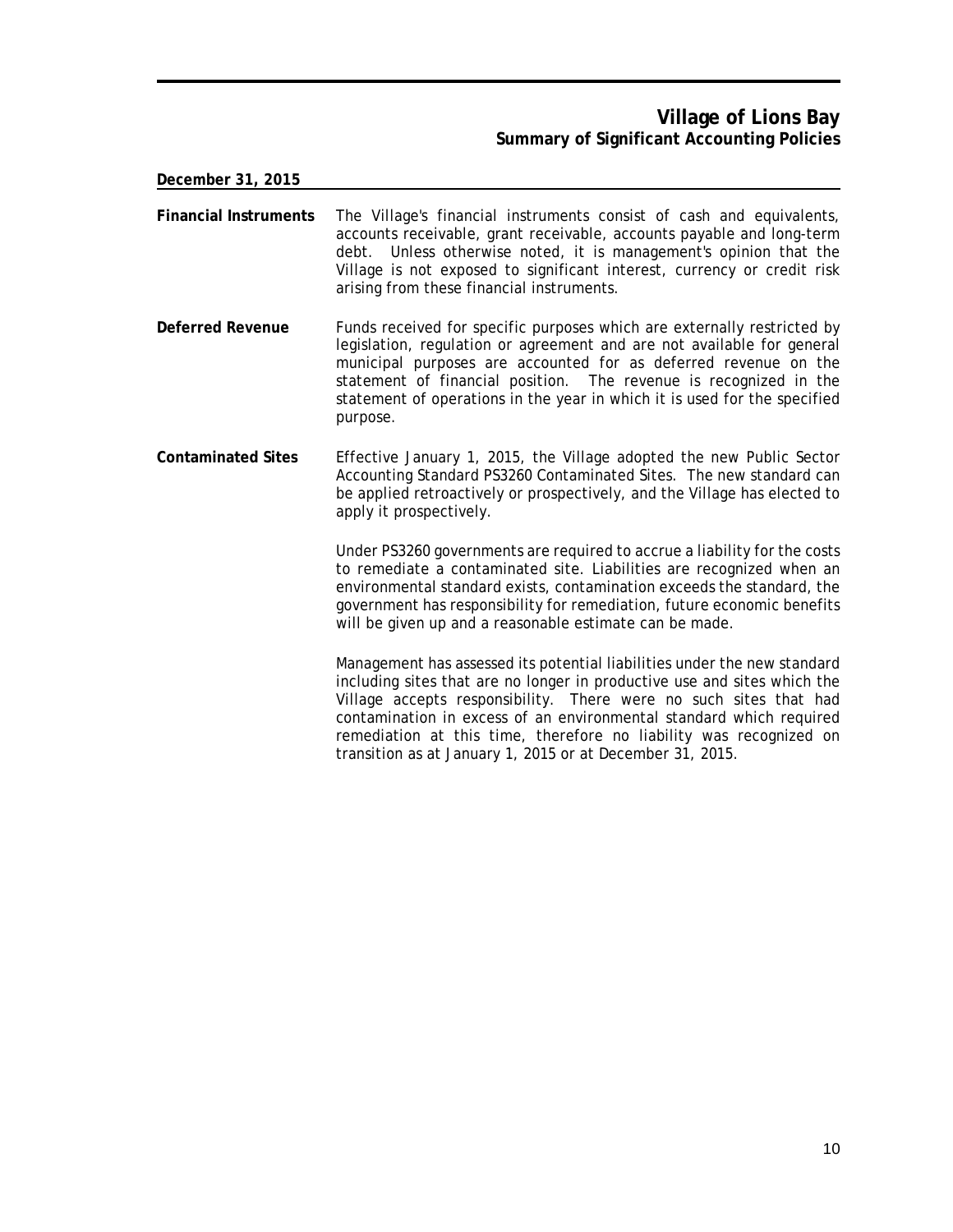# Village of Lions Bay
## Summary of Significant Accounting Policies

**December 31, 2015**

**Financial Instruments**

The Village's financial instruments consist of cash and equivalents, accounts receivable, grant receivable, accounts payable and long-term debt. Unless otherwise noted, it is management's opinion that the Village is not exposed to significant interest, currency or credit risk arising from these financial instruments.

**Deferred Revenue**

Funds received for specific purposes which are externally restricted by legislation, regulation or agreement and are not available for general municipal purposes are accounted for as deferred revenue on the statement of financial position. The revenue is recognized in the statement of operations in the year in which it is used for the specified purpose.

**Contaminated Sites**

Effective January 1, 2015, the Village adopted the new Public Sector Accounting Standard PS3260 Contaminated Sites. The new standard can be applied retroactively or prospectively, and the Village has elected to apply it prospectively.

Under PS3260 governments are required to accrue a liability for the costs to remediate a contaminated site. Liabilities are recognized when an environmental standard exists, contamination exceeds the standard, the government has responsibility for remediation, future economic benefits will be given up and a reasonable estimate can be made.

Management has assessed its potential liabilities under the new standard including sites that are no longer in productive use and sites which the Village accepts responsibility. There were no such sites that had contamination in excess of an environmental standard which required remediation at this time, therefore no liability was recognized on transition as at January 1, 2015 or at December 31, 2015.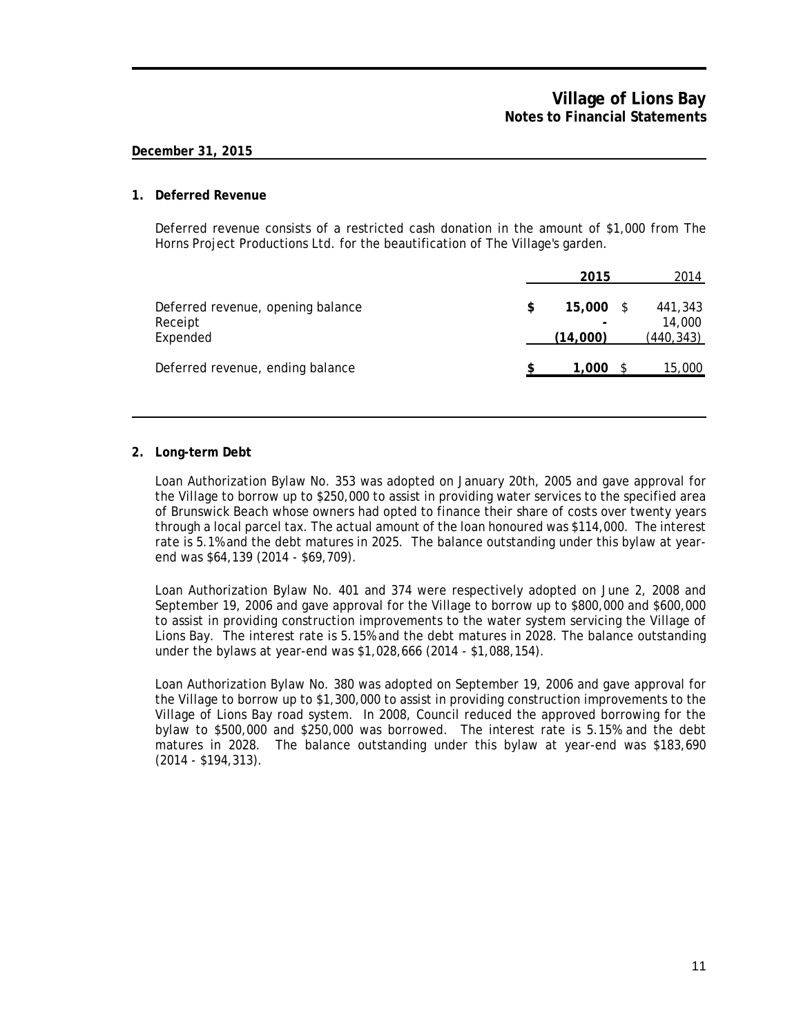**Village of Lions Bay**
**Notes to Financial Statements**

**December 31, 2015**

## 1. Deferred Revenue

Deferred revenue consists of a restricted cash donation in the amount of $1,000 from The Horns Project Productions Ltd. for the beautification of The Village's garden.

| | 2015 | 2014 |
|---|---|---|
| Deferred revenue, opening balance | $ **15,000** | $ 441,343 |
| Receipt | **-** | 14,000 |
| Expended | **(14,000)** | (440,343) |
| Deferred revenue, ending balance | $ **1,000** | $ 15,000 |

## 2. Long-term Debt

Loan Authorization Bylaw No. 353 was adopted on January 20th, 2005 and gave approval for the Village to borrow up to $250,000 to assist in providing water services to the specified area of Brunswick Beach whose owners had opted to finance their share of costs over twenty years through a local parcel tax. The actual amount of the loan honoured was $114,000. The interest rate is 5.1% and the debt matures in 2025. The balance outstanding under this bylaw at year-end was $64,139 (2014 - $69,709).

Loan Authorization Bylaw No. 401 and 374 were respectively adopted on June 2, 2008 and September 19, 2006 and gave approval for the Village to borrow up to $800,000 and $600,000 to assist in providing construction improvements to the water system servicing the Village of Lions Bay. The interest rate is 5.15% and the debt matures in 2028. The balance outstanding under the bylaws at year-end was $1,028,666 (2014 - $1,088,154).

Loan Authorization Bylaw No. 380 was adopted on September 19, 2006 and gave approval for the Village to borrow up to $1,300,000 to assist in providing construction improvements to the Village of Lions Bay road system. In 2008, Council reduced the approved borrowing for the bylaw to $500,000 and $250,000 was borrowed. The interest rate is 5.15% and the debt matures in 2028. The balance outstanding under this bylaw at year-end was $183,690 (2014 - $194,313).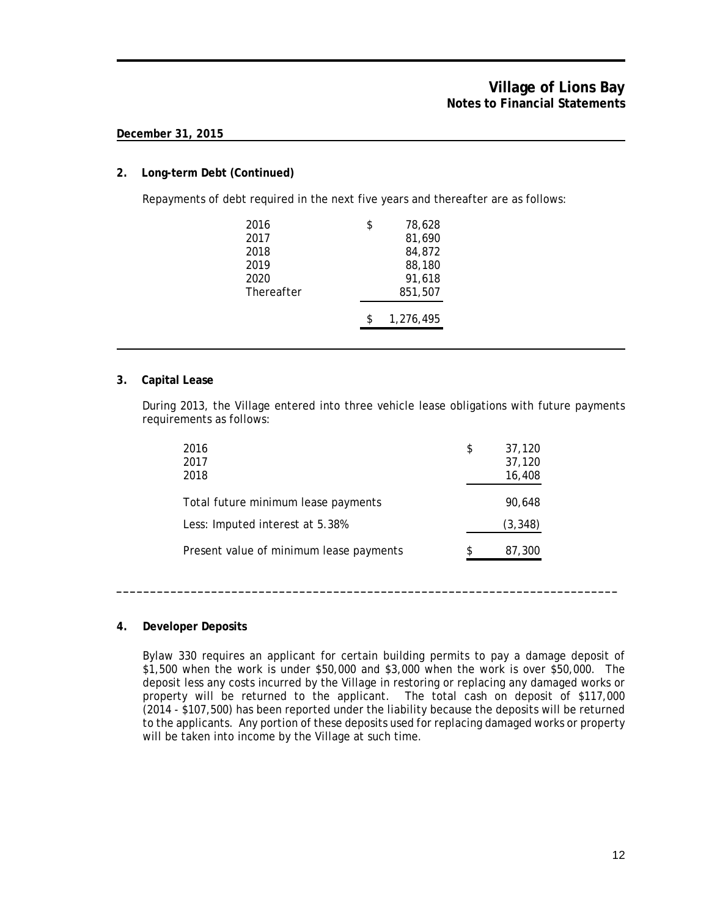**December 31, 2015**

## 2. Long-term Debt (Continued)

Repayments of debt required in the next five years and thereafter are as follows:

| | |
|---|---|
| 2016 | $ 78,628 |
| 2017 | 81,690 |
| 2018 | 84,872 |
| 2019 | 88,180 |
| 2020 | 91,618 |
| Thereafter | 851,507 |
| | $ 1,276,495 |

## 3. Capital Lease

During 2013, the Village entered into three vehicle lease obligations with future payments requirements as follows:

| | |
|---|---|
| 2016 | $ 37,120 |
| 2017 | 37,120 |
| 2018 | 16,408 |
| Total future minimum lease payments | 90,648 |
| Less: Imputed interest at 5.38% | (3,348) |
| Present value of minimum lease payments | $ 87,300 |

## 4. Developer Deposits

Bylaw 330 requires an applicant for certain building permits to pay a damage deposit of $1,500 when the work is under $50,000 and $3,000 when the work is over $50,000. The deposit less any costs incurred by the Village in restoring or replacing any damaged works or property will be returned to the applicant. The total cash on deposit of $117,000 (2014 - $107,500) has been reported under the liability because the deposits will be returned to the applicants. Any portion of these deposits used for replacing damaged works or property will be taken into income by the Village at such time.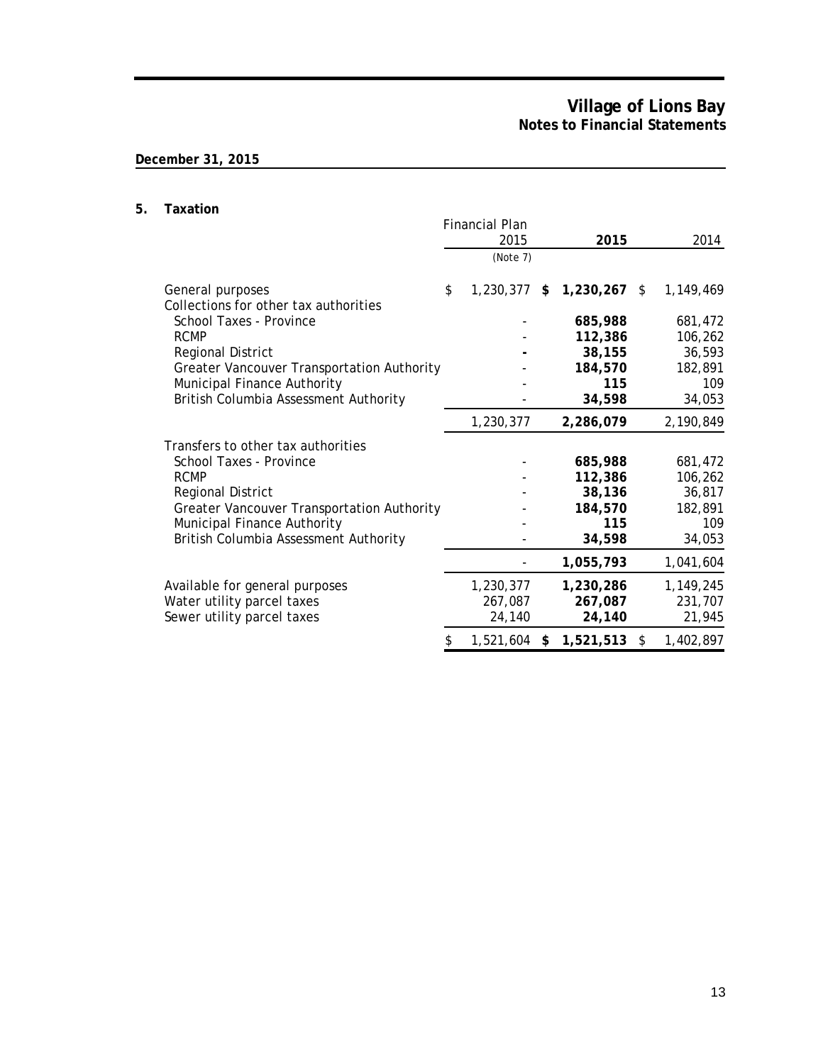## Village of Lions Bay
### Notes to Financial Statements

**December 31, 2015**

**5. Taxation**

| | Financial Plan 2015 (Note 7) | **2015** | 2014 |
|---|---|---|---|
| General purposes | $ 1,230,377 | **$ 1,230,267** | $ 1,149,469 |
| Collections for other tax authorities | | | |
| School Taxes - Province | - | **685,988** | 681,472 |
| RCMP | - | **112,386** | 106,262 |
| Regional District | - | **38,155** | 36,593 |
| Greater Vancouver Transportation Authority | - | **184,570** | 182,891 |
| Municipal Finance Authority | - | **115** | 109 |
| British Columbia Assessment Authority | - | **34,598** | 34,053 |
| | 1,230,377 | **2,286,079** | 2,190,849 |
| Transfers to other tax authorities | | | |
| School Taxes - Province | - | **685,988** | 681,472 |
| RCMP | - | **112,386** | 106,262 |
| Regional District | - | **38,136** | 36,817 |
| Greater Vancouver Transportation Authority | - | **184,570** | 182,891 |
| Municipal Finance Authority | - | **115** | 109 |
| British Columbia Assessment Authority | - | **34,598** | 34,053 |
| | - | **1,055,793** | 1,041,604 |
| Available for general purposes | 1,230,377 | **1,230,286** | 1,149,245 |
| Water utility parcel taxes | 267,087 | **267,087** | 231,707 |
| Sewer utility parcel taxes | 24,140 | **24,140** | 21,945 |
| | $ 1,521,604 | **$ 1,521,513** | $ 1,402,897 |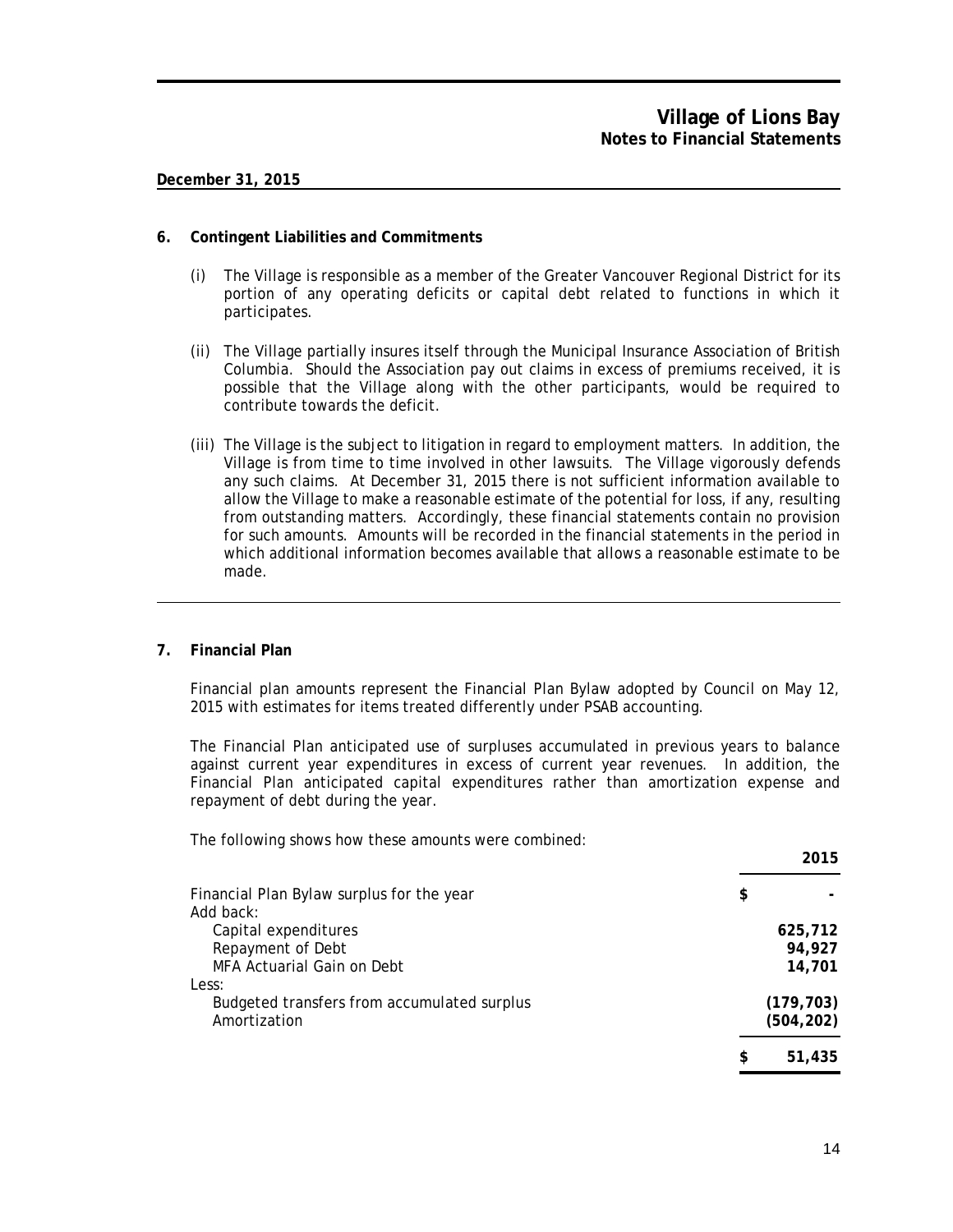**December 31, 2015**

## 6. Contingent Liabilities and Commitments

(i) The Village is responsible as a member of the Greater Vancouver Regional District for its portion of any operating deficits or capital debt related to functions in which it participates.

(ii) The Village partially insures itself through the Municipal Insurance Association of British Columbia. Should the Association pay out claims in excess of premiums received, it is possible that the Village along with the other participants, would be required to contribute towards the deficit.

(iii) The Village is the subject to litigation in regard to employment matters. In addition, the Village is from time to time involved in other lawsuits. The Village vigorously defends any such claims. At December 31, 2015 there is not sufficient information available to allow the Village to make a reasonable estimate of the potential for loss, if any, resulting from outstanding matters. Accordingly, these financial statements contain no provision for such amounts. Amounts will be recorded in the financial statements in the period in which additional information becomes available that allows a reasonable estimate to be made.

## 7. Financial Plan

Financial plan amounts represent the Financial Plan Bylaw adopted by Council on May 12, 2015 with estimates for items treated differently under PSAB accounting.

The Financial Plan anticipated use of surpluses accumulated in previous years to balance against current year expenditures in excess of current year revenues. In addition, the Financial Plan anticipated capital expenditures rather than amortization expense and repayment of debt during the year.

The following shows how these amounts were combined:

| | | **2015** |
|---|---|---|
| Financial Plan Bylaw surplus for the year | $ | - |
| Add back: | | |
| Capital expenditures | | **625,712** |
| Repayment of Debt | | **94,927** |
| MFA Actuarial Gain on Debt | | **14,701** |
| Less: | | |
| Budgeted transfers from accumulated surplus | | **(179,703)** |
| Amortization | | **(504,202)** |
| | **$** | **51,435** |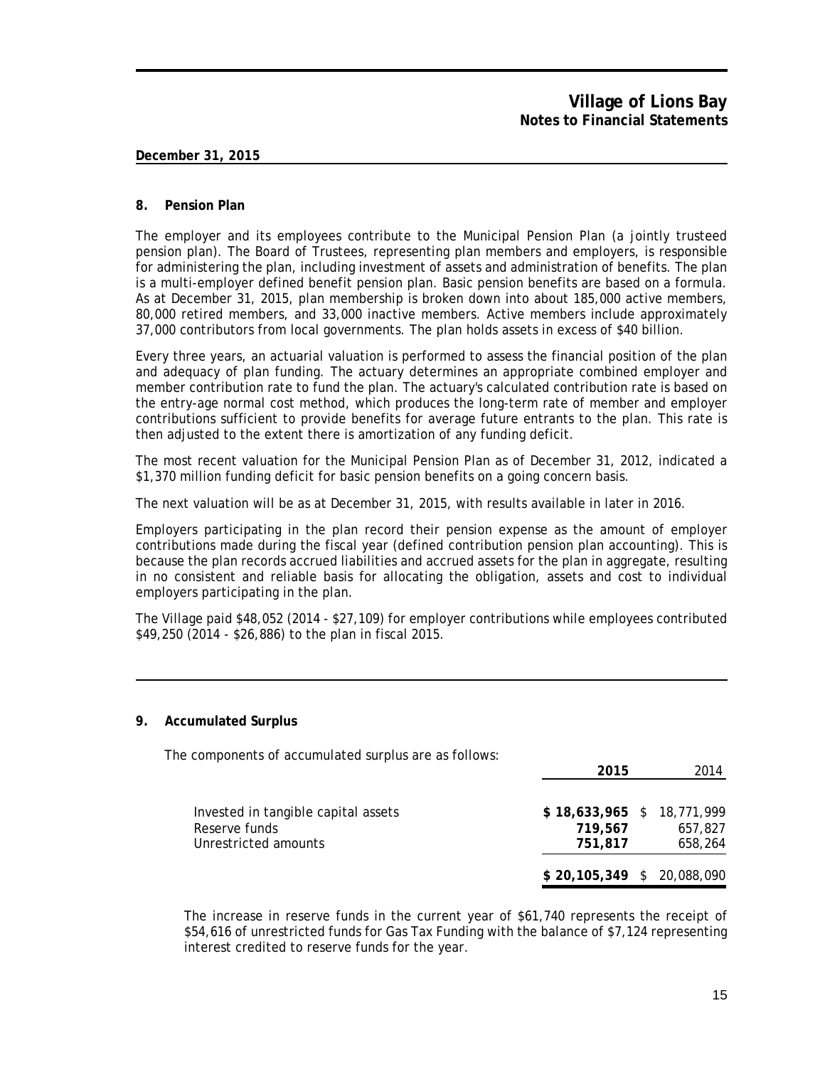**December 31, 2015**

## 8. Pension Plan

The employer and its employees contribute to the Municipal Pension Plan (a jointly trusteed pension plan). The Board of Trustees, representing plan members and employers, is responsible for administering the plan, including investment of assets and administration of benefits. The plan is a multi-employer defined benefit pension plan. Basic pension benefits are based on a formula. As at December 31, 2015, plan membership is broken down into about 185,000 active members, 80,000 retired members, and 33,000 inactive members. Active members include approximately 37,000 contributors from local governments. The plan holds assets in excess of $40 billion.

Every three years, an actuarial valuation is performed to assess the financial position of the plan and adequacy of plan funding. The actuary determines an appropriate combined employer and member contribution rate to fund the plan. The actuary's calculated contribution rate is based on the entry-age normal cost method, which produces the long-term rate of member and employer contributions sufficient to provide benefits for average future entrants to the plan. This rate is then adjusted to the extent there is amortization of any funding deficit.

The most recent valuation for the Municipal Pension Plan as of December 31, 2012, indicated a $1,370 million funding deficit for basic pension benefits on a going concern basis.

The next valuation will be as at December 31, 2015, with results available in later in 2016.

Employers participating in the plan record their pension expense as the amount of employer contributions made during the fiscal year (defined contribution pension plan accounting). This is because the plan records accrued liabilities and accrued assets for the plan in aggregate, resulting in no consistent and reliable basis for allocating the obligation, assets and cost to individual employers participating in the plan.

The Village paid $48,052 (2014 - $27,109) for employer contributions while employees contributed $49,250 (2014 - $26,886) to the plan in fiscal 2015.

## 9. Accumulated Surplus

The components of accumulated surplus are as follows:

| | **2015** | 2014 |
|---|---|---|
| Invested in tangible capital assets | **$ 18,633,965** | $ 18,771,999 |
| Reserve funds | **719,567** | 657,827 |
| Unrestricted amounts | **751,817** | 658,264 |
| | **$ 20,105,349** | $ 20,088,090 |

The increase in reserve funds in the current year of $61,740 represents the receipt of $54,616 of unrestricted funds for Gas Tax Funding with the balance of $7,124 representing interest credited to reserve funds for the year.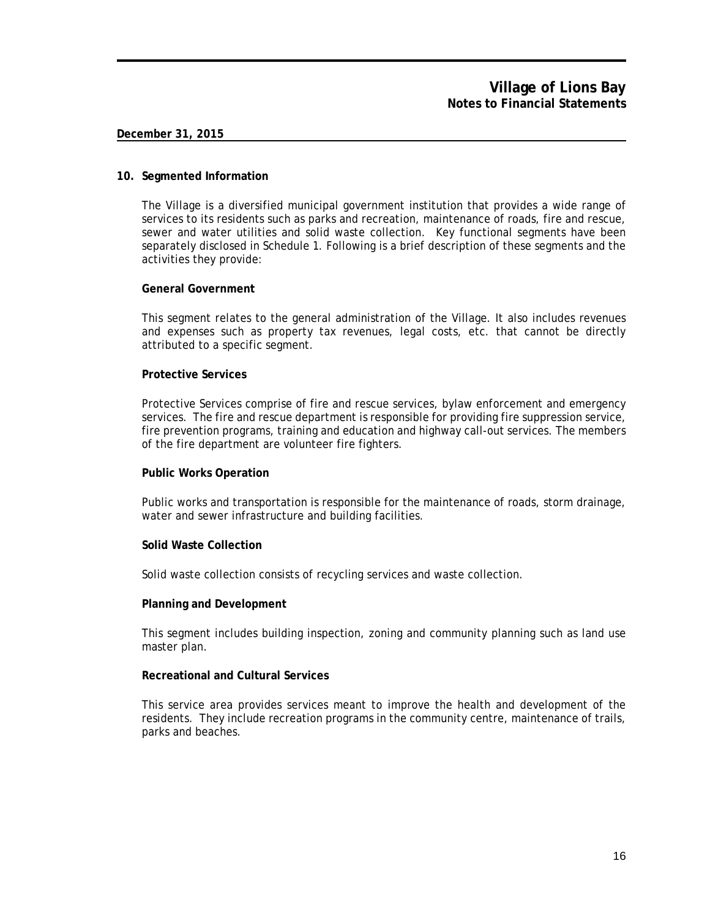# Village of Lions Bay
## Notes to Financial Statements

**December 31, 2015**

### 10. Segmented Information

The Village is a diversified municipal government institution that provides a wide range of services to its residents such as parks and recreation, maintenance of roads, fire and rescue, sewer and water utilities and solid waste collection. Key functional segments have been separately disclosed in Schedule 1. Following is a brief description of these segments and the activities they provide:

**General Government**

This segment relates to the general administration of the Village. It also includes revenues and expenses such as property tax revenues, legal costs, etc. that cannot be directly attributed to a specific segment.

**Protective Services**

Protective Services comprise of fire and rescue services, bylaw enforcement and emergency services. The fire and rescue department is responsible for providing fire suppression service, fire prevention programs, training and education and highway call-out services. The members of the fire department are volunteer fire fighters.

**Public Works Operation**

Public works and transportation is responsible for the maintenance of roads, storm drainage, water and sewer infrastructure and building facilities.

**Solid Waste Collection**

Solid waste collection consists of recycling services and waste collection.

**Planning and Development**

This segment includes building inspection, zoning and community planning such as land use master plan.

**Recreational and Cultural Services**

This service area provides services meant to improve the health and development of the residents. They include recreation programs in the community centre, maintenance of trails, parks and beaches.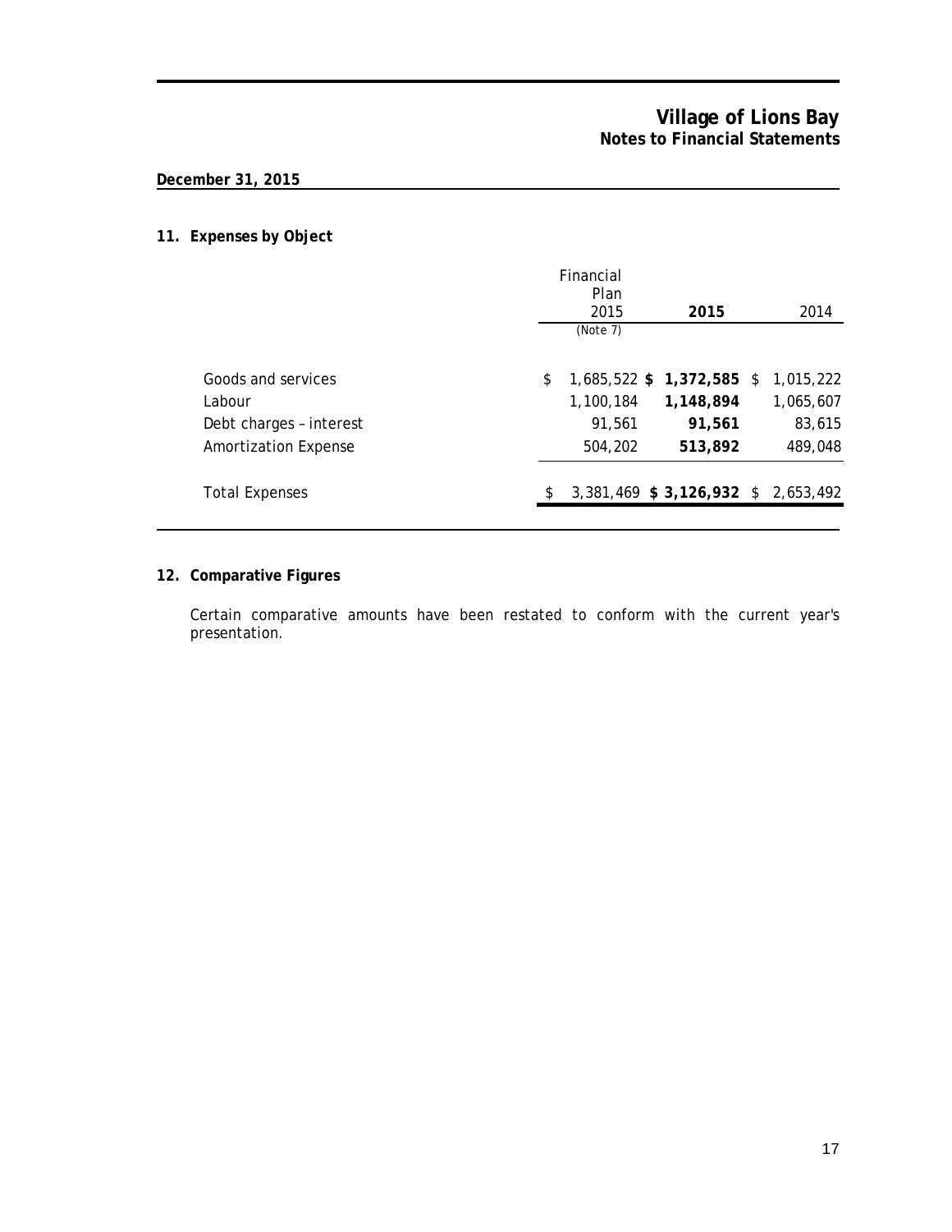# Village of Lions Bay
## Notes to Financial Statements

**December 31, 2015**

### 11. Expenses by Object

| | Financial Plan 2015 (Note 7) | **2015** | 2014 |
|---|---|---|---|
| Goods and services | $ 1,685,522 | **$ 1,372,585** | $ 1,015,222 |
| Labour | 1,100,184 | **1,148,894** | 1,065,607 |
| Debt charges – interest | 91,561 | **91,561** | 83,615 |
| Amortization Expense | 504,202 | **513,892** | 489,048 |
| Total Expenses | $ 3,381,469 | **$ 3,126,932** | $ 2,653,492 |

### 12. Comparative Figures

Certain comparative amounts have been restated to conform with the current year's presentation.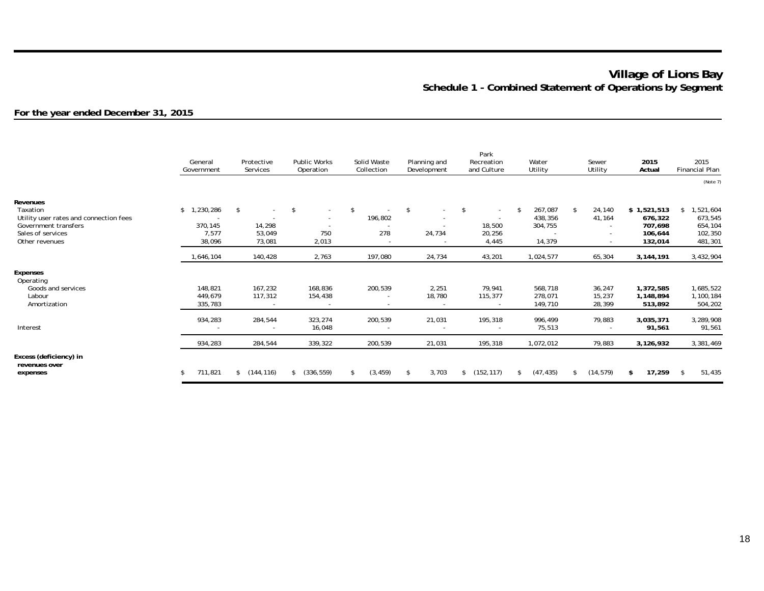# Village of Lions Bay

## Schedule 1 - Combined Statement of Operations by Segment

**For the year ended December 31, 2015**

| | General Government | Protective Services | Public Works Operation | Solid Waste Collection | Planning and Development | Park Recreation and Culture | Water Utility | Sewer Utility | **2015 Actual** | 2015 Financial Plan (Note 7) |
|---|---|---|---|---|---|---|---|---|---|---|
| **Revenues** | | | | | | | | | | |
| Taxation | $ 1,230,286 | $ - | $ - | $ - | $ - | $ - | $ 267,087 | $ 24,140 | **$ 1,521,513** | $ 1,521,604 |
| Utility user rates and connection fees | - | - | - | 196,802 | - | - | 438,356 | 41,164 | **676,322** | 673,545 |
| Government transfers | 370,145 | 14,298 | - | - | - | 18,500 | 304,755 | - | **707,698** | 654,104 |
| Sales of services | 7,577 | 53,049 | 750 | 278 | 24,734 | 20,256 | - | - | **106,644** | 102,350 |
| Other revenues | 38,096 | 73,081 | 2,013 | - | - | 4,445 | 14,379 | - | **132,014** | 481,301 |
| | 1,646,104 | 140,428 | 2,763 | 197,080 | 24,734 | 43,201 | 1,024,577 | 65,304 | **3,144,191** | 3,432,904 |
| **Expenses** | | | | | | | | | | |
| Operating | | | | | | | | | | |
| Goods and services | 148,821 | 167,232 | 168,836 | 200,539 | 2,251 | 79,941 | 568,718 | 36,247 | **1,372,585** | 1,685,522 |
| Labour | 449,679 | 117,312 | 154,438 | - | 18,780 | 115,377 | 278,071 | 15,237 | **1,148,894** | 1,100,184 |
| Amortization | 335,783 | - | - | - | - | - | 149,710 | 28,399 | **513,892** | 504,202 |
| | 934,283 | 284,544 | 323,274 | 200,539 | 21,031 | 195,318 | 996,499 | 79,883 | **3,035,371** | 3,289,908 |
| Interest | - | - | 16,048 | - | - | - | 75,513 | - | **91,561** | 91,561 |
| | 934,283 | 284,544 | 339,322 | 200,539 | 21,031 | 195,318 | 1,072,012 | 79,883 | **3,126,932** | 3,381,469 |
| **Excess (deficiency) in revenues over expenses** | $ 711,821 | $ (144,116) | $ (336,559) | $ (3,459) | $ 3,703 | $ (152,117) | $ (47,435) | $ (14,579) | **$ 17,259** | $ 51,435 |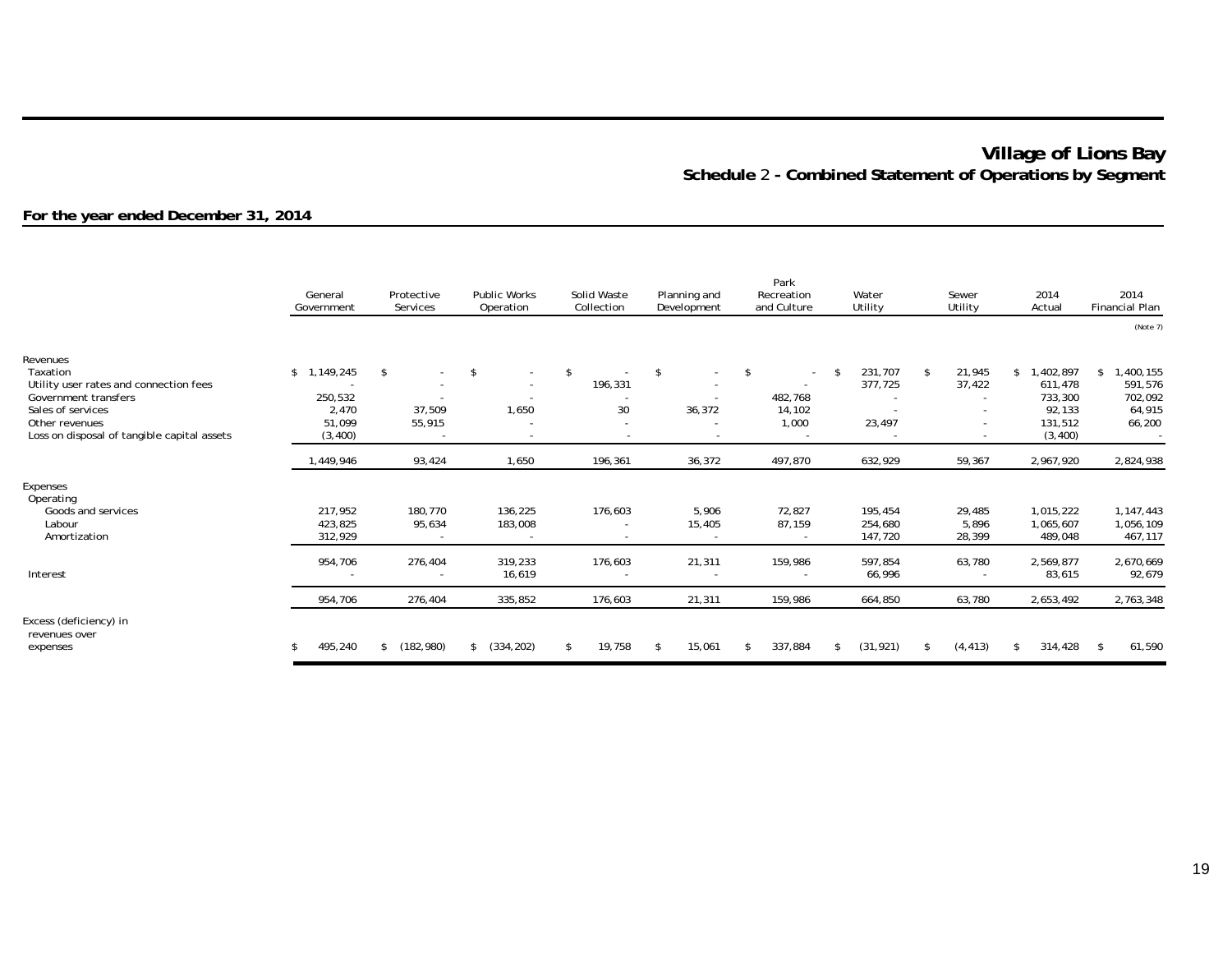# Village of Lions Bay

## Schedule 2 - Combined Statement of Operations by Segment

**For the year ended December 31, 2014**

| | General Government | Protective Services | Public Works Operation | Solid Waste Collection | Planning and Development | Park Recreation and Culture | Water Utility | Sewer Utility | 2014 Actual | 2014 Financial Plan (Note 7) |
|---|---|---|---|---|---|---|---|---|---|---|
| **Revenues** | | | | | | | | | | |
| Taxation | $ 1,149,245 | $ - | $ - | $ - | $ - | $ - | $ 231,707 | $ 21,945 | $ 1,402,897 | $ 1,400,155 |
| Utility user rates and connection fees | - | - | - | 196,331 | - | - | 377,725 | 37,422 | 611,478 | 591,576 |
| Government transfers | 250,532 | - | - | - | - | 482,768 | - | - | 733,300 | 702,092 |
| Sales of services | 2,470 | 37,509 | 1,650 | 30 | 36,372 | 14,102 | - | - | 92,133 | 64,915 |
| Other revenues | 51,099 | 55,915 | - | - | - | 1,000 | 23,497 | - | 131,512 | 66,200 |
| Loss on disposal of tangible capital assets | (3,400) | - | - | - | - | - | - | - | (3,400) | - |
| | 1,449,946 | 93,424 | 1,650 | 196,361 | 36,372 | 497,870 | 632,929 | 59,367 | 2,967,920 | 2,824,938 |
| **Expenses** | | | | | | | | | | |
| Operating | | | | | | | | | | |
| Goods and services | 217,952 | 180,770 | 136,225 | 176,603 | 5,906 | 72,827 | 195,454 | 29,485 | 1,015,222 | 1,147,443 |
| Labour | 423,825 | 95,634 | 183,008 | - | 15,405 | 87,159 | 254,680 | 5,896 | 1,065,607 | 1,056,109 |
| Amortization | 312,929 | - | - | - | - | - | 147,720 | 28,399 | 489,048 | 467,117 |
| | 954,706 | 276,404 | 319,233 | 176,603 | 21,311 | 159,986 | 597,854 | 63,780 | 2,569,877 | 2,670,669 |
| Interest | - | - | 16,619 | - | - | - | 66,996 | - | 83,615 | 92,679 |
| | 954,706 | 276,404 | 335,852 | 176,603 | 21,311 | 159,986 | 664,850 | 63,780 | 2,653,492 | 2,763,348 |
| Excess (deficiency) in revenues over expenses | $ 495,240 | $ (182,980) | $ (334,202) | $ 19,758 | $ 15,061 | $ 337,884 | $ (31,921) | $ (4,413) | $ 314,428 | $ 61,590 |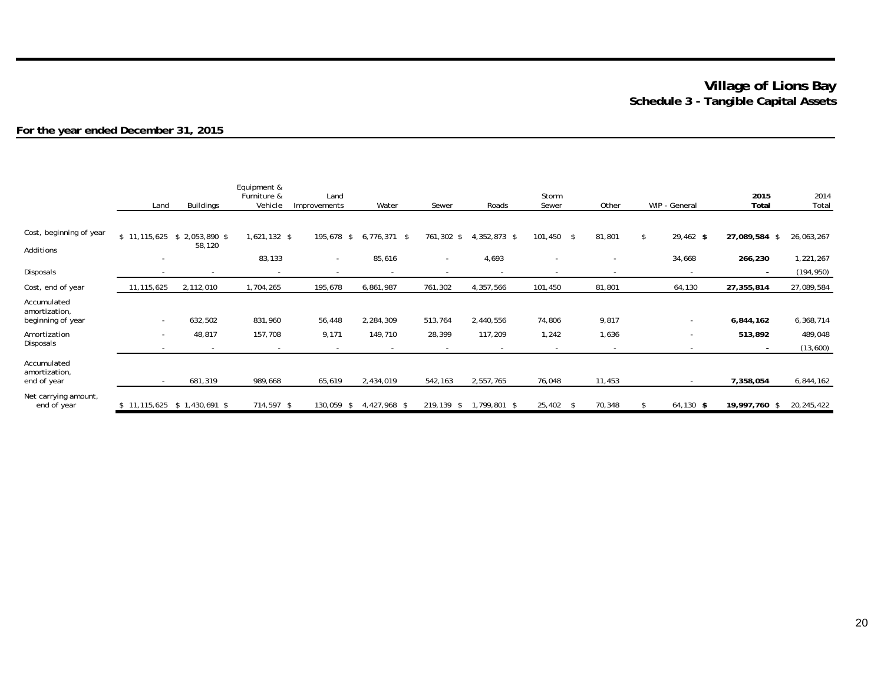# Village of Lions Bay
## Schedule 3 - Tangible Capital Assets

**For the year ended December 31, 2015**

| | Land | Buildings | Equipment & Furniture & Vehicle | Land Improvements | Water | Sewer | Roads | Storm Sewer | Other | WIP - General | **2015 Total** | 2014 Total |
|---|---|---|---|---|---|---|---|---|---|---|---|---|
| Cost, beginning of year | $ 11,115,625 | $ 2,053,890 $ | 1,621,132 $ | 195,678 $ | 6,776,371 $ | 761,302 $ | 4,352,873 $ | 101,450 $ | 81,801 | $ 29,462 | **$ 27,089,584** $ | 26,063,267 |
| Additions | - | 58,120 | 83,133 | - | 85,616 | - | 4,693 | - | - | 34,668 | **266,230** | 1,221,267 |
| Disposals | - | - | - | - | - | - | - | - | - | - | **-** | (194,950) |
| Cost, end of year | 11,115,625 | 2,112,010 | 1,704,265 | 195,678 | 6,861,987 | 761,302 | 4,357,566 | 101,450 | 81,801 | 64,130 | **27,355,814** | 27,089,584 |
| Accumulated amortization, beginning of year | - | 632,502 | 831,960 | 56,448 | 2,284,309 | 513,764 | 2,440,556 | 74,806 | 9,817 | - | **6,844,162** | 6,368,714 |
| Amortization | - | 48,817 | 157,708 | 9,171 | 149,710 | 28,399 | 117,209 | 1,242 | 1,636 | - | **513,892** | 489,048 |
| Disposals | - | - | - | - | - | - | - | - | - | - | **-** | (13,600) |
| Accumulated amortization, end of year | - | 681,319 | 989,668 | 65,619 | 2,434,019 | 542,163 | 2,557,765 | 76,048 | 11,453 | - | **7,358,054** | 6,844,162 |
| Net carrying amount, end of year | $ 11,115,625 | $ 1,430,691 $ | 714,597 $ | 130,059 $ | 4,427,968 $ | 219,139 $ | 1,799,801 $ | 25,402 $ | 70,348 | $ 64,130 | **$ 19,997,760** $ | 20,245,422 |